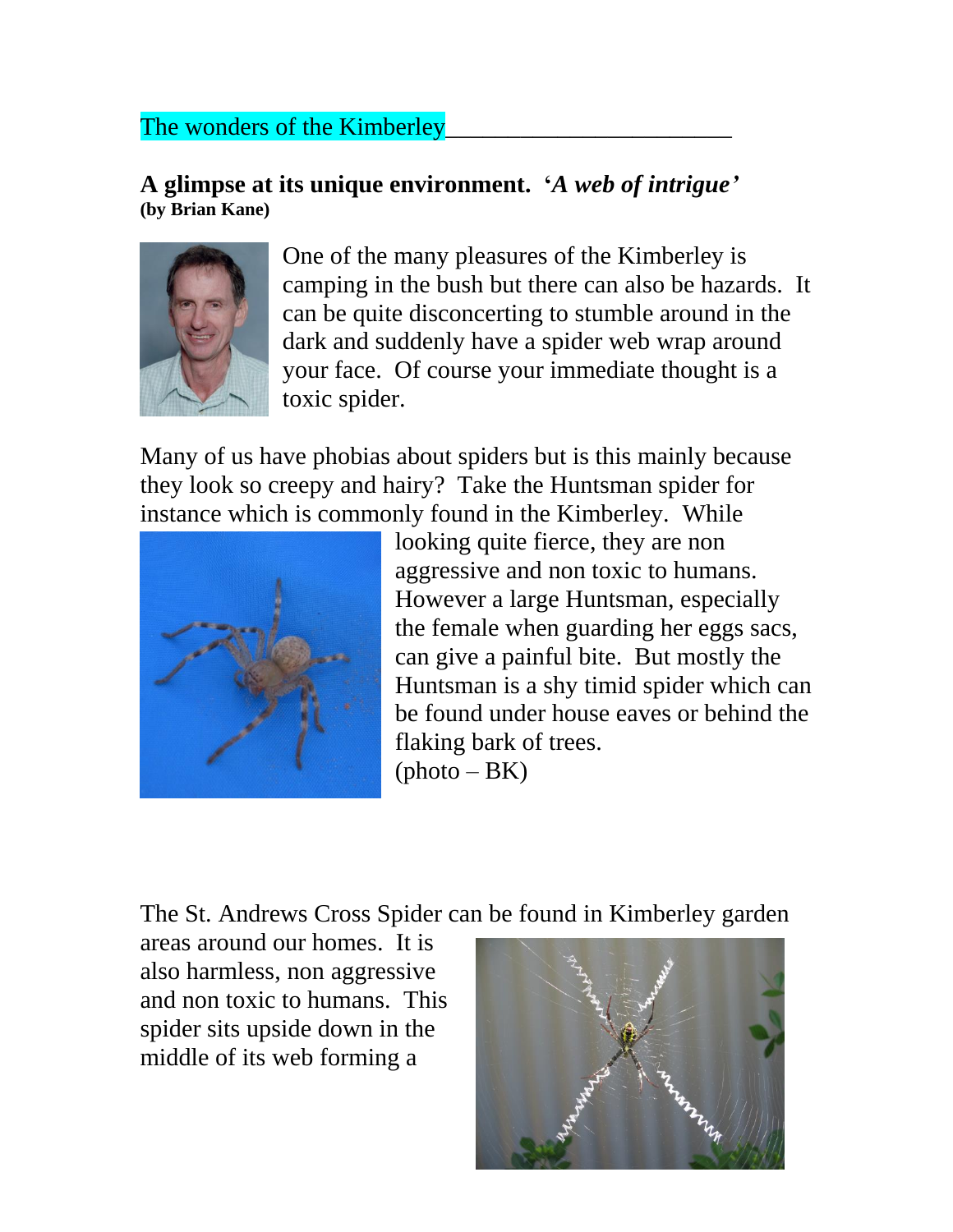The wonders of the Kimberley

**A glimpse at its unique environment. '*A web of intrigue'***
**(by Brian Kane)**

One of the many pleasures of the Kimberley is camping in the bush but there can also be hazards. It can be quite disconcerting to stumble around in the dark and suddenly have a spider web wrap around your face. Of course your immediate thought is a toxic spider.

Many of us have phobias about spiders but is this mainly because they look so creepy and hairy? Take the Huntsman spider for instance which is commonly found in the Kimberley. While looking quite fierce, they are non aggressive and non toxic to humans. However a large Huntsman, especially the female when guarding her eggs sacs, can give a painful bite. But mostly the Huntsman is a shy timid spider which can be found under house eaves or behind the flaking bark of trees.
(photo – BK)

The St. Andrews Cross Spider can be found in Kimberley garden areas around our homes. It is also harmless, non aggressive and non toxic to humans. This spider sits upside down in the middle of its web forming a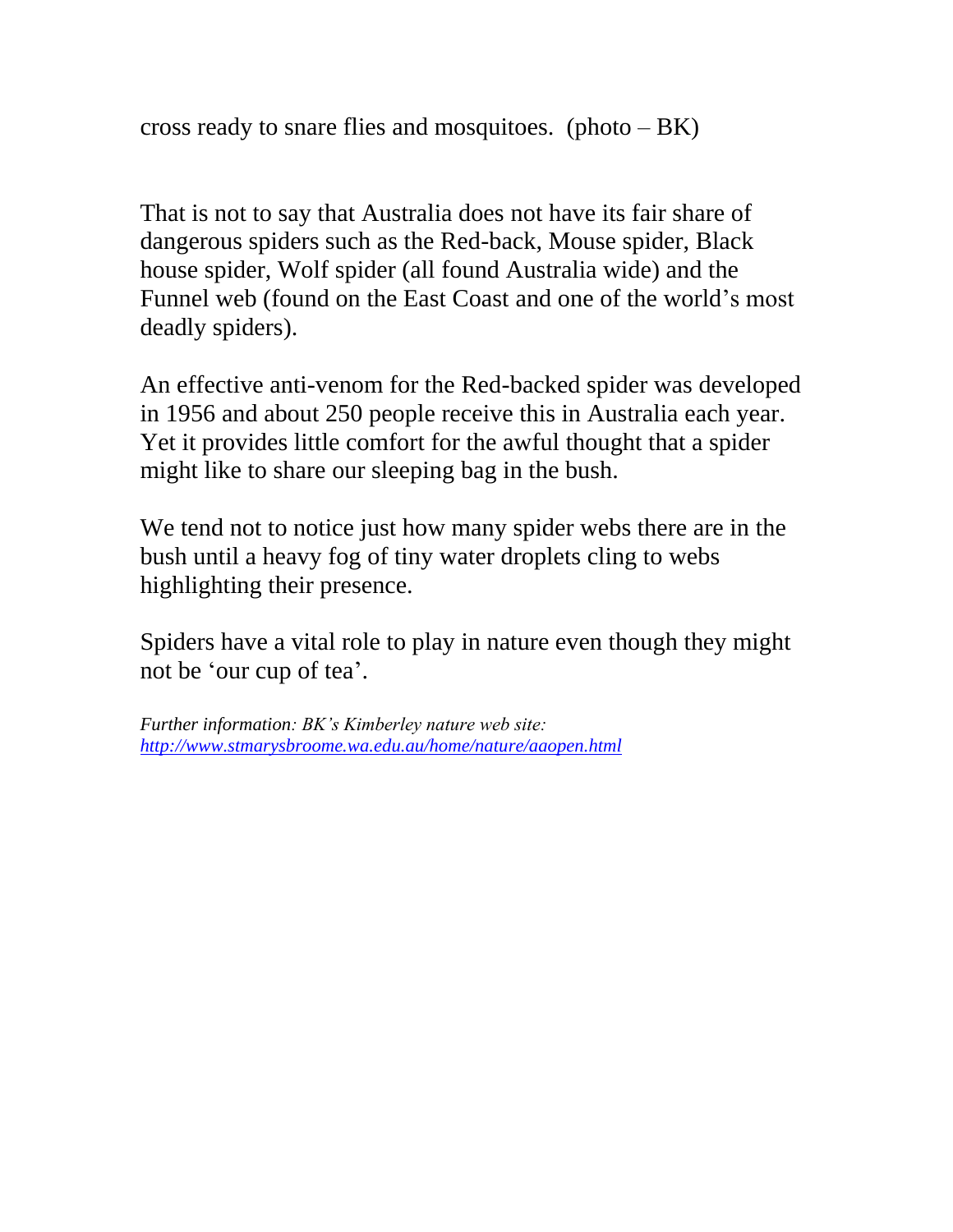cross ready to snare flies and mosquitoes. (photo – BK)

That is not to say that Australia does not have its fair share of dangerous spiders such as the Red-back, Mouse spider, Black house spider, Wolf spider (all found Australia wide) and the Funnel web (found on the East Coast and one of the world's most deadly spiders).

An effective anti-venom for the Red-backed spider was developed in 1956 and about 250 people receive this in Australia each year. Yet it provides little comfort for the awful thought that a spider might like to share our sleeping bag in the bush.

We tend not to notice just how many spider webs there are in the bush until a heavy fog of tiny water droplets cling to webs highlighting their presence.

Spiders have a vital role to play in nature even though they might not be 'our cup of tea'.

*Further information: BK's Kimberley nature web site:*
*http://www.stmarysbroome.wa.edu.au/home/nature/aaopen.html*